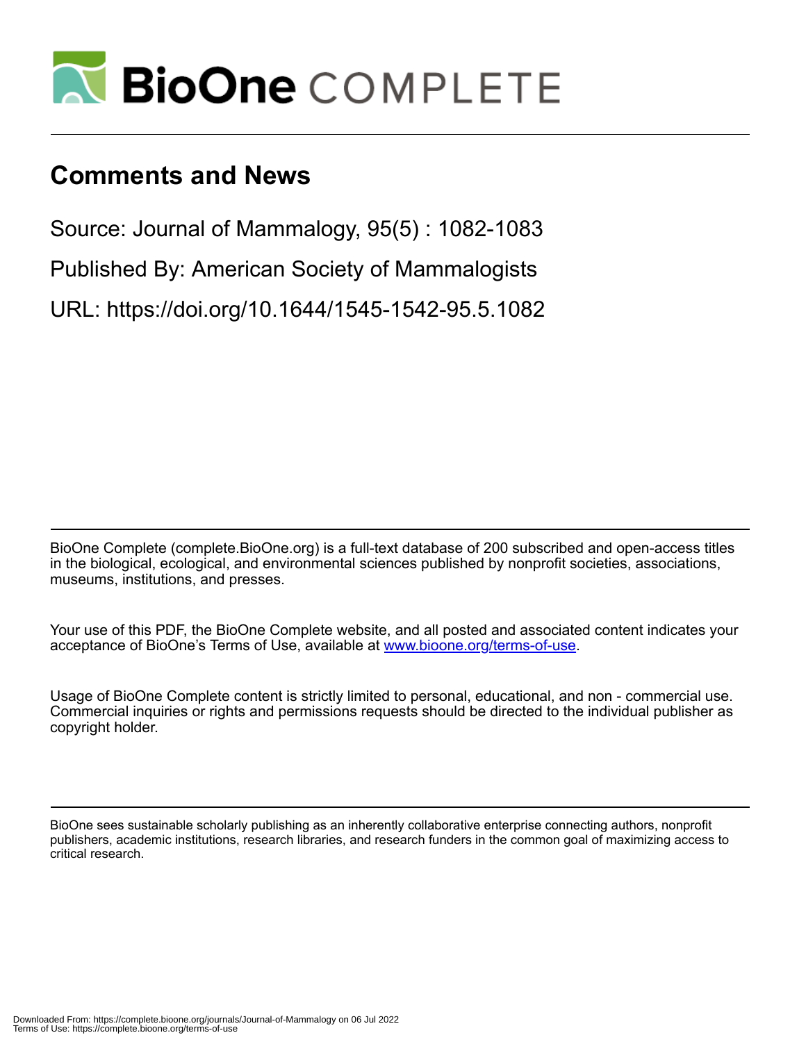# Comments and News

Source: Journal of Mammalogy, 95(5) : 1082-1083

Published By: American Society of Mammalogists

URL: https://doi.org/10.1644/1545-1542-95.5.1082

BioOne Complete (complete.BioOne.org) is a full-text database of 200 subscribed and open-access titles in the biological, ecological, and environmental sciences published by nonprofit societies, associations, museums, institutions, and presses.

Your use of this PDF, the BioOne Complete website, and all posted and associated content indicates your acceptance of BioOne's Terms of Use, available at www.bioone.org/terms-of-use.

Usage of BioOne Complete content is strictly limited to personal, educational, and non - commercial use. Commercial inquiries or rights and permissions requests should be directed to the individual publisher as copyright holder.

BioOne sees sustainable scholarly publishing as an inherently collaborative enterprise connecting authors, nonprofit publishers, academic institutions, research libraries, and research funders in the common goal of maximizing access to critical research.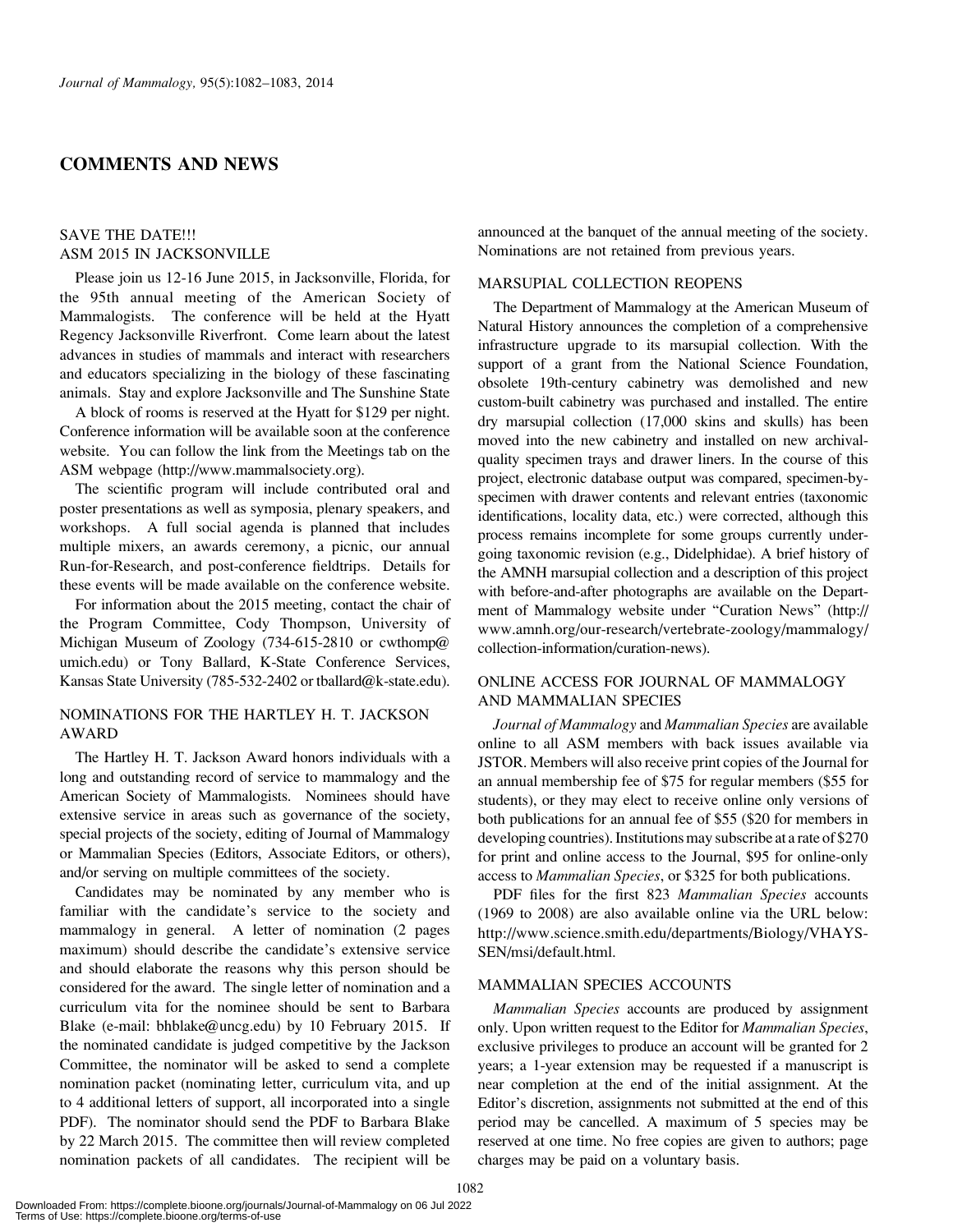## COMMENTS AND NEWS

### SAVE THE DATE!!! ASM 2015 IN JACKSONVILLE

Please join us 12-16 June 2015, in Jacksonville, Florida, for the 95th annual meeting of the American Society of Mammalogists. The conference will be held at the Hyatt Regency Jacksonville Riverfront. Come learn about the latest advances in studies of mammals and interact with researchers and educators specializing in the biology of these fascinating animals. Stay and explore Jacksonville and The Sunshine State

A block of rooms is reserved at the Hyatt for $129 per night. Conference information will be available soon at the conference website. You can follow the link from the Meetings tab on the ASM webpage (http://www.mammalsociety.org).

The scientific program will include contributed oral and poster presentations as well as symposia, plenary speakers, and workshops. A full social agenda is planned that includes multiple mixers, an awards ceremony, a picnic, our annual Run-for-Research, and post-conference fieldtrips. Details for these events will be made available on the conference website.

For information about the 2015 meeting, contact the chair of the Program Committee, Cody Thompson, University of Michigan Museum of Zoology (734-615-2810 or cwthomp@umich.edu) or Tony Ballard, K-State Conference Services, Kansas State University (785-532-2402 or tballard@k-state.edu).

### NOMINATIONS FOR THE HARTLEY H. T. JACKSON AWARD

The Hartley H. T. Jackson Award honors individuals with a long and outstanding record of service to mammalogy and the American Society of Mammalogists. Nominees should have extensive service in areas such as governance of the society, special projects of the society, editing of Journal of Mammalogy or Mammalian Species (Editors, Associate Editors, or others), and/or serving on multiple committees of the society.

Candidates may be nominated by any member who is familiar with the candidate's service to the society and mammalogy in general. A letter of nomination (2 pages maximum) should describe the candidate's extensive service and should elaborate the reasons why this person should be considered for the award. The single letter of nomination and a curriculum vita for the nominee should be sent to Barbara Blake (e-mail: bhblake@uncg.edu) by 10 February 2015. If the nominated candidate is judged competitive by the Jackson Committee, the nominator will be asked to send a complete nomination packet (nominating letter, curriculum vita, and up to 4 additional letters of support, all incorporated into a single PDF). The nominator should send the PDF to Barbara Blake by 22 March 2015. The committee then will review completed nomination packets of all candidates. The recipient will be announced at the banquet of the annual meeting of the society. Nominations are not retained from previous years.

### MARSUPIAL COLLECTION REOPENS

The Department of Mammalogy at the American Museum of Natural History announces the completion of a comprehensive infrastructure upgrade to its marsupial collection. With the support of a grant from the National Science Foundation, obsolete 19th-century cabinetry was demolished and new custom-built cabinetry was purchased and installed. The entire dry marsupial collection (17,000 skins and skulls) has been moved into the new cabinetry and installed on new archival-quality specimen trays and drawer liners. In the course of this project, electronic database output was compared, specimen-by-specimen with drawer contents and relevant entries (taxonomic identifications, locality data, etc.) were corrected, although this process remains incomplete for some groups currently undergoing taxonomic revision (e.g., Didelphidae). A brief history of the AMNH marsupial collection and a description of this project with before-and-after photographs are available on the Department of Mammalogy website under "Curation News" (http://www.amnh.org/our-research/vertebrate-zoology/mammalogy/collection-information/curation-news).

### ONLINE ACCESS FOR JOURNAL OF MAMMALOGY AND MAMMALIAN SPECIES

*Journal of Mammalogy* and *Mammalian Species* are available online to all ASM members with back issues available via JSTOR. Members will also receive print copies of the Journal for an annual membership fee of $75 for regular members ($55 for students), or they may elect to receive online only versions of both publications for an annual fee of $55 ($20 for members in developing countries). Institutions may subscribe at a rate of $270 for print and online access to the Journal, $95 for online-only access to *Mammalian Species*, or $325 for both publications.

PDF files for the first 823 *Mammalian Species* accounts (1969 to 2008) are also available online via the URL below: http://www.science.smith.edu/departments/Biology/VHAYSSEN/msi/default.html.

### MAMMALIAN SPECIES ACCOUNTS

*Mammalian Species* accounts are produced by assignment only. Upon written request to the Editor for *Mammalian Species*, exclusive privileges to produce an account will be granted for 2 years; a 1-year extension may be requested if a manuscript is near completion at the end of the initial assignment. At the Editor's discretion, assignments not submitted at the end of this period may be cancelled. A maximum of 5 species may be reserved at one time. No free copies are given to authors; page charges may be paid on a voluntary basis.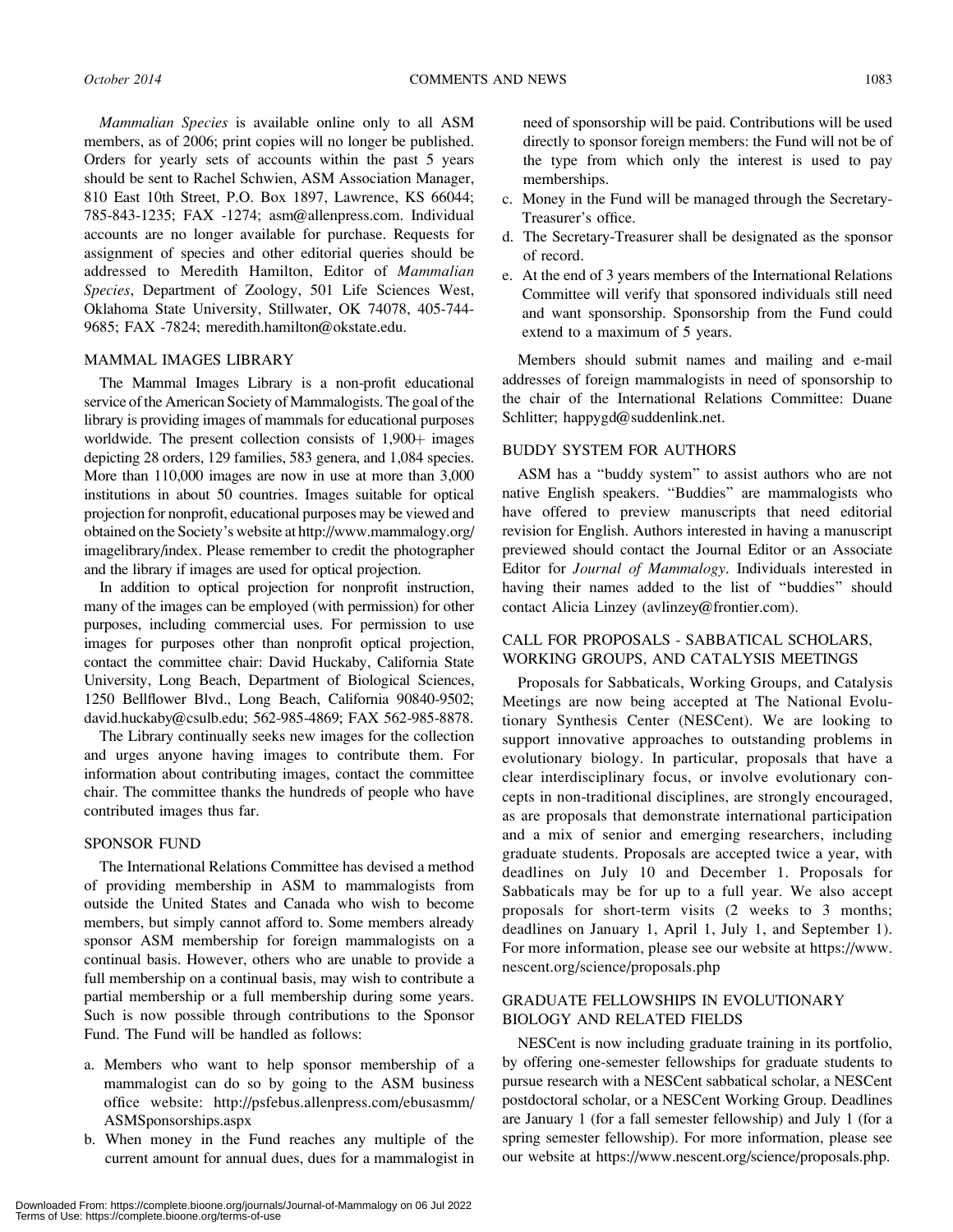*Mammalian Species* is available online only to all ASM members, as of 2006; print copies will no longer be published. Orders for yearly sets of accounts within the past 5 years should be sent to Rachel Schwien, ASM Association Manager, 810 East 10th Street, P.O. Box 1897, Lawrence, KS 66044; 785-843-1235; FAX -1274; asm@allenpress.com. Individual accounts are no longer available for purchase. Requests for assignment of species and other editorial queries should be addressed to Meredith Hamilton, Editor of *Mammalian Species*, Department of Zoology, 501 Life Sciences West, Oklahoma State University, Stillwater, OK 74078, 405-744-9685; FAX -7824; meredith.hamilton@okstate.edu.

## MAMMAL IMAGES LIBRARY

The Mammal Images Library is a non-profit educational service of the American Society of Mammalogists. The goal of the library is providing images of mammals for educational purposes worldwide. The present collection consists of 1,900+ images depicting 28 orders, 129 families, 583 genera, and 1,084 species. More than 110,000 images are now in use at more than 3,000 institutions in about 50 countries. Images suitable for optical projection for nonprofit, educational purposes may be viewed and obtained on the Society's website at http://www.mammalogy.org/imagelibrary/index. Please remember to credit the photographer and the library if images are used for optical projection.

In addition to optical projection for nonprofit instruction, many of the images can be employed (with permission) for other purposes, including commercial uses. For permission to use images for purposes other than nonprofit optical projection, contact the committee chair: David Huckaby, California State University, Long Beach, Department of Biological Sciences, 1250 Bellflower Blvd., Long Beach, California 90840-9502; david.huckaby@csulb.edu; 562-985-4869; FAX 562-985-8878.

The Library continually seeks new images for the collection and urges anyone having images to contribute them. For information about contributing images, contact the committee chair. The committee thanks the hundreds of people who have contributed images thus far.

## SPONSOR FUND

The International Relations Committee has devised a method of providing membership in ASM to mammalogists from outside the United States and Canada who wish to become members, but simply cannot afford to. Some members already sponsor ASM membership for foreign mammalogists on a continual basis. However, others who are unable to provide a full membership on a continual basis, may wish to contribute a partial membership or a full membership during some years. Such is now possible through contributions to the Sponsor Fund. The Fund will be handled as follows:

a. Members who want to help sponsor membership of a mammalogist can do so by going to the ASM business office website: http://psfebus.allenpress.com/ebusasmm/ASMSponsorships.aspx
b. When money in the Fund reaches any multiple of the current amount for annual dues, dues for a mammalogist in need of sponsorship will be paid. Contributions will be used directly to sponsor foreign members: the Fund will not be of the type from which only the interest is used to pay memberships.
c. Money in the Fund will be managed through the Secretary-Treasurer's office.
d. The Secretary-Treasurer shall be designated as the sponsor of record.
e. At the end of 3 years members of the International Relations Committee will verify that sponsored individuals still need and want sponsorship. Sponsorship from the Fund could extend to a maximum of 5 years.

Members should submit names and mailing and e-mail addresses of foreign mammalogists in need of sponsorship to the chair of the International Relations Committee: Duane Schlitter; happygd@suddenlink.net.

## BUDDY SYSTEM FOR AUTHORS

ASM has a "buddy system" to assist authors who are not native English speakers. "Buddies" are mammalogists who have offered to preview manuscripts that need editorial revision for English. Authors interested in having a manuscript previewed should contact the Journal Editor or an Associate Editor for *Journal of Mammalogy*. Individuals interested in having their names added to the list of "buddies" should contact Alicia Linzey (avlinzey@frontier.com).

## CALL FOR PROPOSALS - SABBATICAL SCHOLARS, WORKING GROUPS, AND CATALYSIS MEETINGS

Proposals for Sabbaticals, Working Groups, and Catalysis Meetings are now being accepted at The National Evolutionary Synthesis Center (NESCent). We are looking to support innovative approaches to outstanding problems in evolutionary biology. In particular, proposals that have a clear interdisciplinary focus, or involve evolutionary concepts in non-traditional disciplines, are strongly encouraged, as are proposals that demonstrate international participation and a mix of senior and emerging researchers, including graduate students. Proposals are accepted twice a year, with deadlines on July 10 and December 1. Proposals for Sabbaticals may be for up to a full year. We also accept proposals for short-term visits (2 weeks to 3 months; deadlines on January 1, April 1, July 1, and September 1). For more information, please see our website at https://www.nescent.org/science/proposals.php

## GRADUATE FELLOWSHIPS IN EVOLUTIONARY BIOLOGY AND RELATED FIELDS

NESCent is now including graduate training in its portfolio, by offering one-semester fellowships for graduate students to pursue research with a NESCent sabbatical scholar, a NESCent postdoctoral scholar, or a NESCent Working Group. Deadlines are January 1 (for a fall semester fellowship) and July 1 (for a spring semester fellowship). For more information, please see our website at https://www.nescent.org/science/proposals.php.